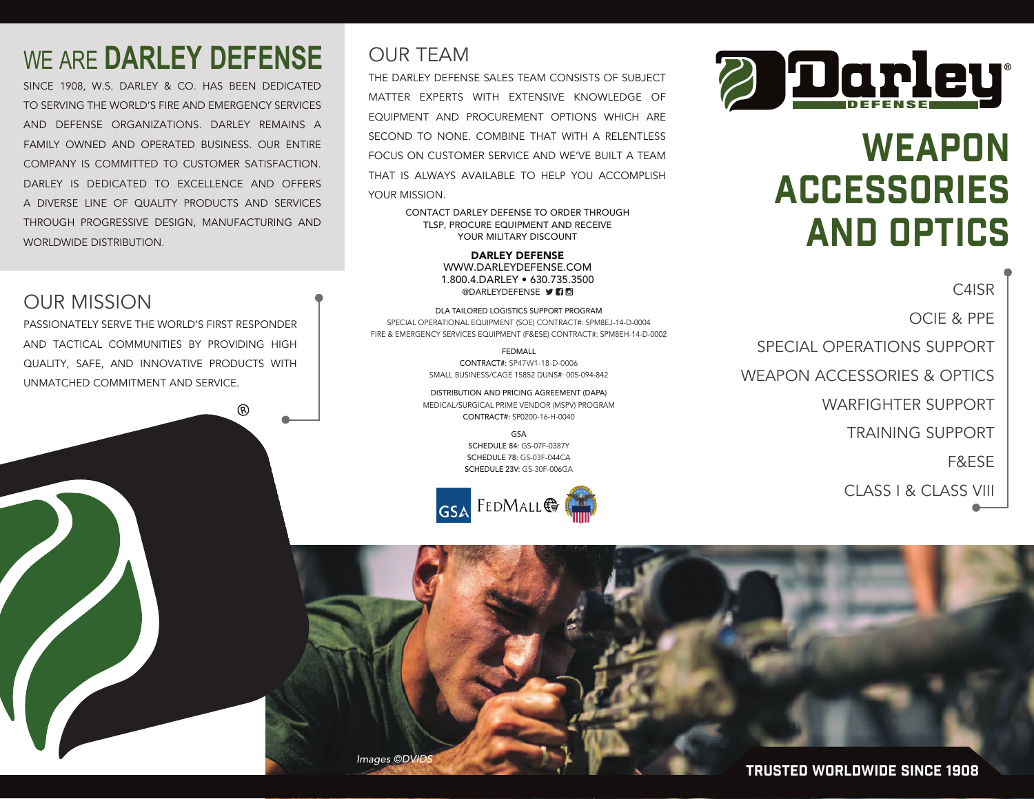# WE ARE DARLEY DEFENSE

SINCE 1908, W.S. DARLEY & CO. HAS BEEN DEDICATED TO SERVING THE WORLD'S FIRE AND EMERGENCY SERVICES AND DEFENSE ORGANIZATIONS. DARLEY REMAINS A FAMILY OWNED AND OPERATED BUSINESS. OUR ENTIRE COMPANY IS COMMITTED TO CUSTOMER SATISFACTION. DARLEY IS DEDICATED TO EXCELLENCE AND OFFERS A DIVERSE LINE OF QUALITY PRODUCTS AND SERVICES THROUGH PROGRESSIVE DESIGN, MANUFACTURING AND WORLDWIDE DISTRIBUTION.

## OUR MISSION

PASSIONATELY SERVE THE WORLD'S FIRST RESPONDER AND TACTICAL COMMUNITIES BY PROVIDING HIGH QUALITY, SAFE, AND INNOVATIVE PRODUCTS WITH UNMATCHED COMMITMENT AND SERVICE.

## OUR TEAM

THE DARLEY DEFENSE SALES TEAM CONSISTS OF SUBJECT MATTER EXPERTS WITH EXTENSIVE KNOWLEDGE OF EQUIPMENT AND PROCUREMENT OPTIONS WHICH ARE SECOND TO NONE. COMBINE THAT WITH A RELENTLESS FOCUS ON CUSTOMER SERVICE AND WE'VE BUILT A TEAM THAT IS ALWAYS AVAILABLE TO HELP YOU ACCOMPLISH YOUR MISSION.

CONTACT DARLEY DEFENSE TO ORDER THROUGH TLSP, PROCURE EQUIPMENT AND RECEIVE YOUR MILITARY DISCOUNT

**DARLEY DEFENSE**
WWW.DARLEYDEFENSE.COM
1.800.4.DARLEY • 630.735.3500
@DARLEYDEFENSE

DLA TAILORED LOGISTICS SUPPORT PROGRAM
SPECIAL OPERATIONAL EQUIPMENT (SOE) CONTRACT#: SPM8EJ-14-D-0004
FIRE & EMERGENCY SERVICES EQUIPMENT (F&ESE) CONTRACT#: SPM8EH-14-D-0002

FEDMALL
CONTRACT#: SP47W1-18-D-0006
SMALL BUSINESS/CAGE 15852 DUNS#: 005-094-842

DISTRIBUTION AND PRICING AGREEMENT (DAPA)
MEDICAL/SURGICAL PRIME VENDOR (MSPV) PROGRAM
CONTRACT#: SP0200-16-H-0040

GSA
SCHEDULE 84: GS-07F-0387Y
SCHEDULE 78: GS-03F-044CA
SCHEDULE 23V: GS-30F-006GA

GSA FEDMALL

Darley DEFENSE

# WEAPON ACCESSORIES AND OPTICS

- C4ISR
- OCIE & PPE
- SPECIAL OPERATIONS SUPPORT
- WEAPON ACCESSORIES & OPTICS
- WARFIGHTER SUPPORT
- TRAINING SUPPORT
- F&ESE
- CLASS I & CLASS VIII

*Images ©DVIDS*

**TRUSTED WORLDWIDE SINCE 1908**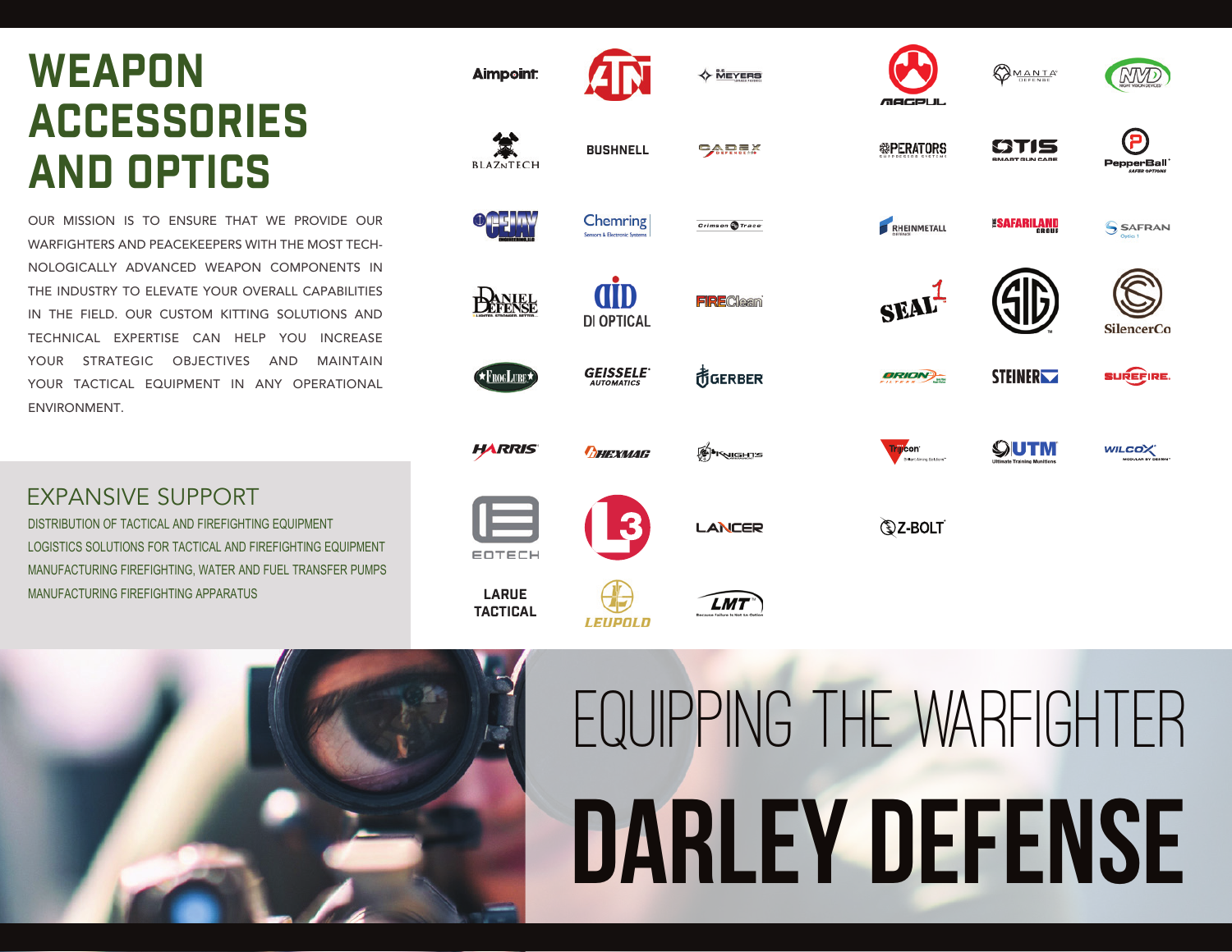# WEAPON ACCESSORIES AND OPTICS

OUR MISSION IS TO ENSURE THAT WE PROVIDE OUR WARFIGHTERS AND PEACEKEEPERS WITH THE MOST TECHNOLOGICALLY ADVANCED WEAPON COMPONENTS IN THE INDUSTRY TO ELEVATE YOUR OVERALL CAPABILITIES IN THE FIELD. OUR CUSTOM KITTING SOLUTIONS AND TECHNICAL EXPERTISE CAN HELP YOU INCREASE YOUR STRATEGIC OBJECTIVES AND MAINTAIN YOUR TACTICAL EQUIPMENT IN ANY OPERATIONAL ENVIRONMENT.

## EXPANSIVE SUPPORT

DISTRIBUTION OF TACTICAL AND FIREFIGHTING EQUIPMENT
LOGISTICS SOLUTIONS FOR TACTICAL AND FIREFIGHTING EQUIPMENT
MANUFACTURING FIREFIGHTING, WATER AND FUEL TRANSFER PUMPS
MANUFACTURING FIREFIGHTING APPARATUS

Aimpoint
ATN
MEYERS
BLAZNTECH
BUSHNELL
CADEX DEFENCE
CEJAY ENGINEERING, LLC
Chemring Sensors & Electronic Systems
Crimson Trace
DANIEL DEFENSE
DI OPTICAL
FIREClean
FROGLUBE
GEISSELE AUTOMATICS
GERBER
HARRIS
HEXMAG
KNIGHTS
EOTECH
L3
LANCER
LARUE TACTICAL
LEUPOLD
LMT Because Failure Is Not An Option
MAGPUL
MANTA DEFENSE
NVD NIGHT VISION DEVICES
OPERATORS SUPPRESSOR SYSTEMS
OTIS SMART GUN CARE
PepperBall SAFER OPTIONS
RHEINMETALL DEFENCE
SAFARILAND GROUP
SAFRAN
SEAL 1
SIG
SilencerCo
ORION FILTERS
STEINER
SUREFIRE
Trijicon
UTM Ultimate Training Munitions
WILCOX MODULAR BY DESIGN
Z-BOLT

EQUIPPING THE WARFIGHTER

# DARLEY DEFENSE